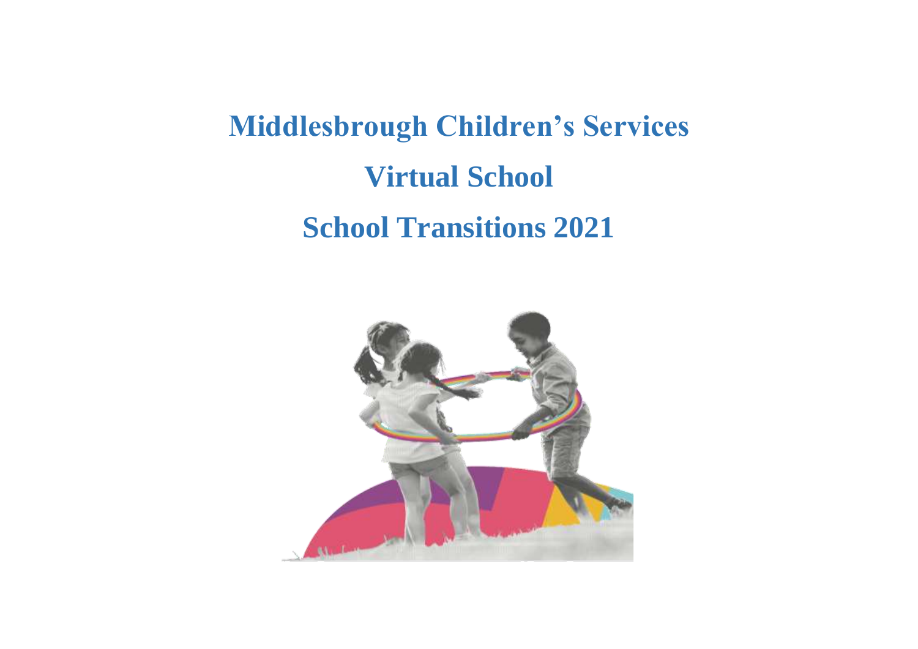# Middlesbrough Children's Services

# Virtual School

# School Transitions 2021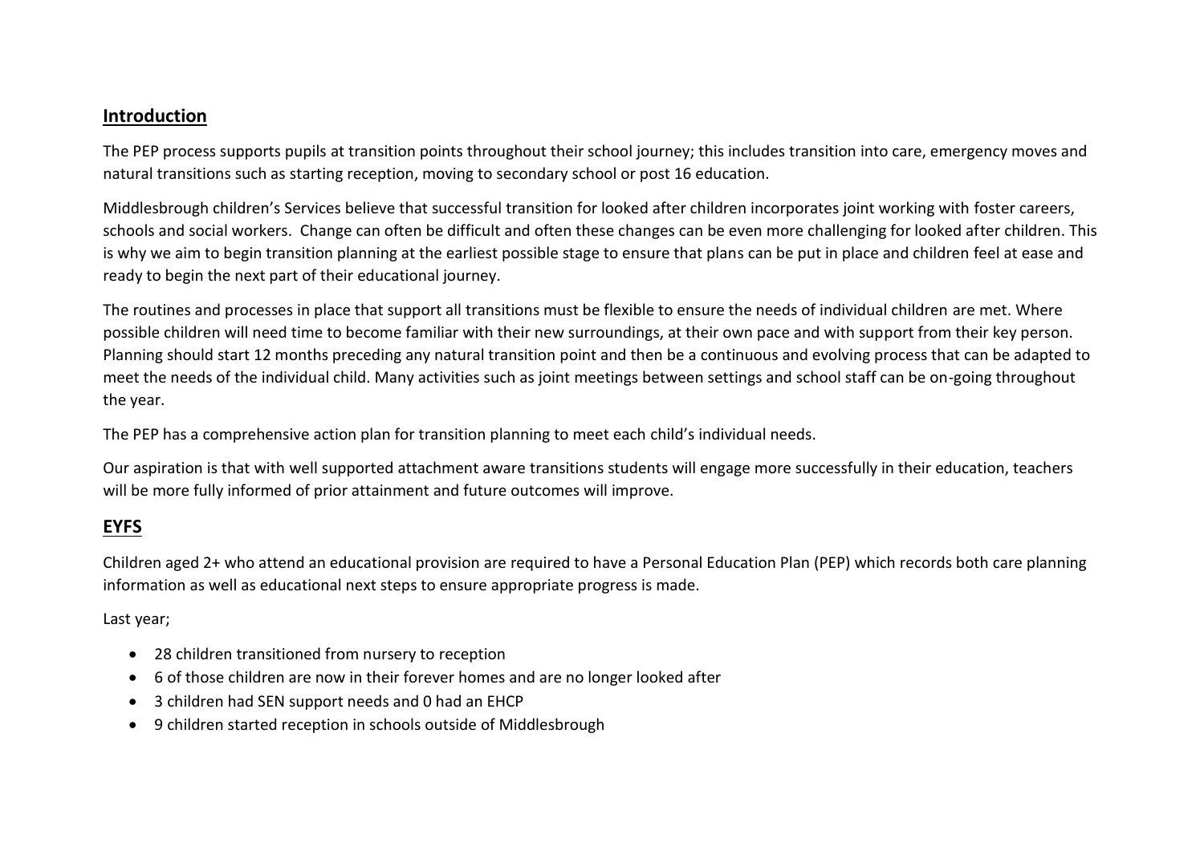## Introduction

The PEP process supports pupils at transition points throughout their school journey; this includes transition into care, emergency moves and natural transitions such as starting reception, moving to secondary school or post 16 education.

Middlesbrough children's Services believe that successful transition for looked after children incorporates joint working with foster careers, schools and social workers. Change can often be difficult and often these changes can be even more challenging for looked after children. This is why we aim to begin transition planning at the earliest possible stage to ensure that plans can be put in place and children feel at ease and ready to begin the next part of their educational journey.

The routines and processes in place that support all transitions must be flexible to ensure the needs of individual children are met. Where possible children will need time to become familiar with their new surroundings, at their own pace and with support from their key person. Planning should start 12 months preceding any natural transition point and then be a continuous and evolving process that can be adapted to meet the needs of the individual child. Many activities such as joint meetings between settings and school staff can be on-going throughout the year.

The PEP has a comprehensive action plan for transition planning to meet each child's individual needs.

Our aspiration is that with well supported attachment aware transitions students will engage more successfully in their education, teachers will be more fully informed of prior attainment and future outcomes will improve.

## EYFS

Children aged 2+ who attend an educational provision are required to have a Personal Education Plan (PEP) which records both care planning information as well as educational next steps to ensure appropriate progress is made.

Last year;

- 28 children transitioned from nursery to reception
- 6 of those children are now in their forever homes and are no longer looked after
- 3 children had SEN support needs and 0 had an EHCP
- 9 children started reception in schools outside of Middlesbrough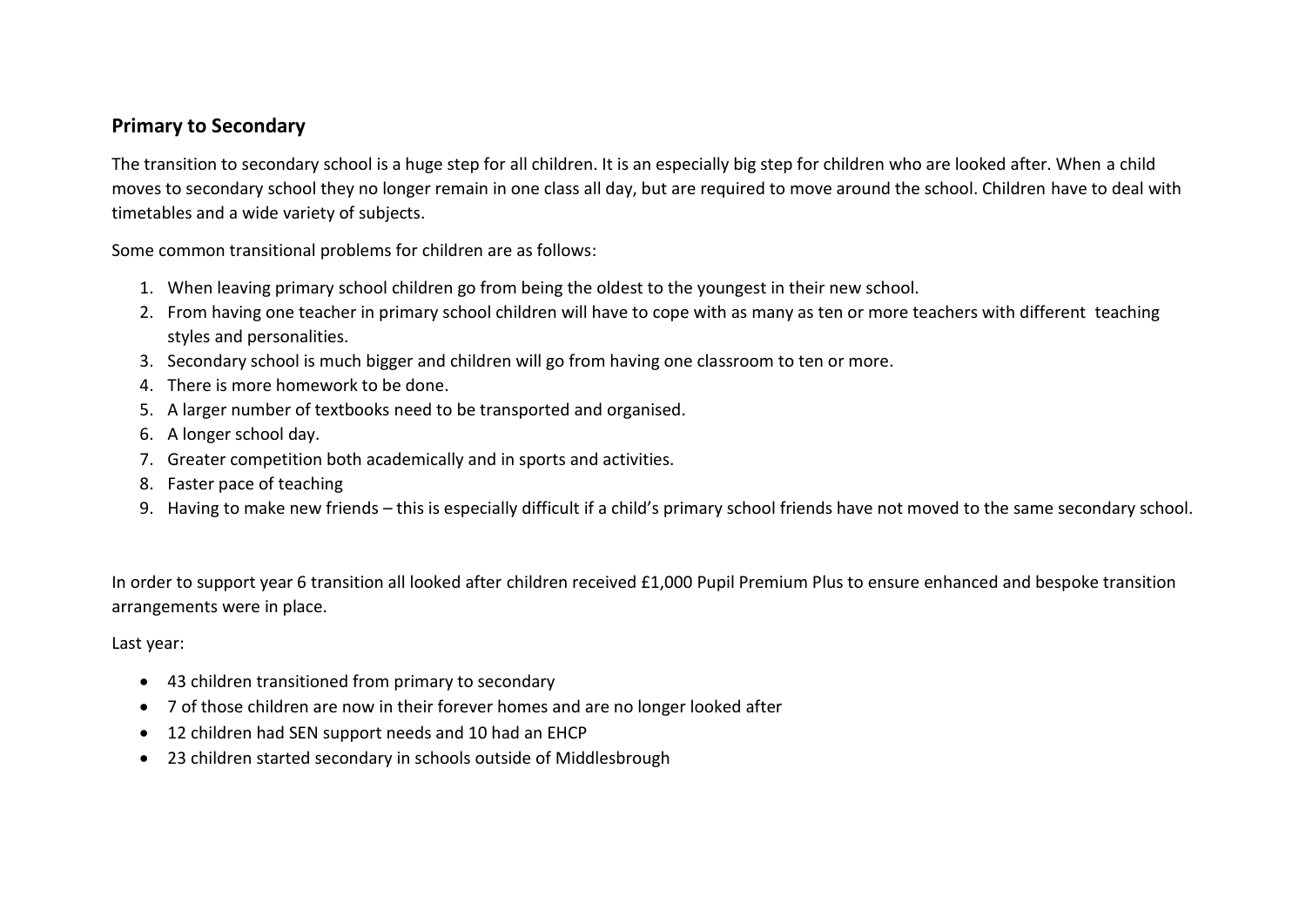## Primary to Secondary

The transition to secondary school is a huge step for all children. It is an especially big step for children who are looked after. When a child moves to secondary school they no longer remain in one class all day, but are required to move around the school. Children have to deal with timetables and a wide variety of subjects.

Some common transitional problems for children are as follows:

1. When leaving primary school children go from being the oldest to the youngest in their new school.
2. From having one teacher in primary school children will have to cope with as many as ten or more teachers with different teaching styles and personalities.
3. Secondary school is much bigger and children will go from having one classroom to ten or more.
4. There is more homework to be done.
5. A larger number of textbooks need to be transported and organised.
6. A longer school day.
7. Greater competition both academically and in sports and activities.
8. Faster pace of teaching
9. Having to make new friends – this is especially difficult if a child's primary school friends have not moved to the same secondary school.

In order to support year 6 transition all looked after children received £1,000 Pupil Premium Plus to ensure enhanced and bespoke transition arrangements were in place.

Last year:

- 43 children transitioned from primary to secondary
- 7 of those children are now in their forever homes and are no longer looked after
- 12 children had SEN support needs and 10 had an EHCP
- 23 children started secondary in schools outside of Middlesbrough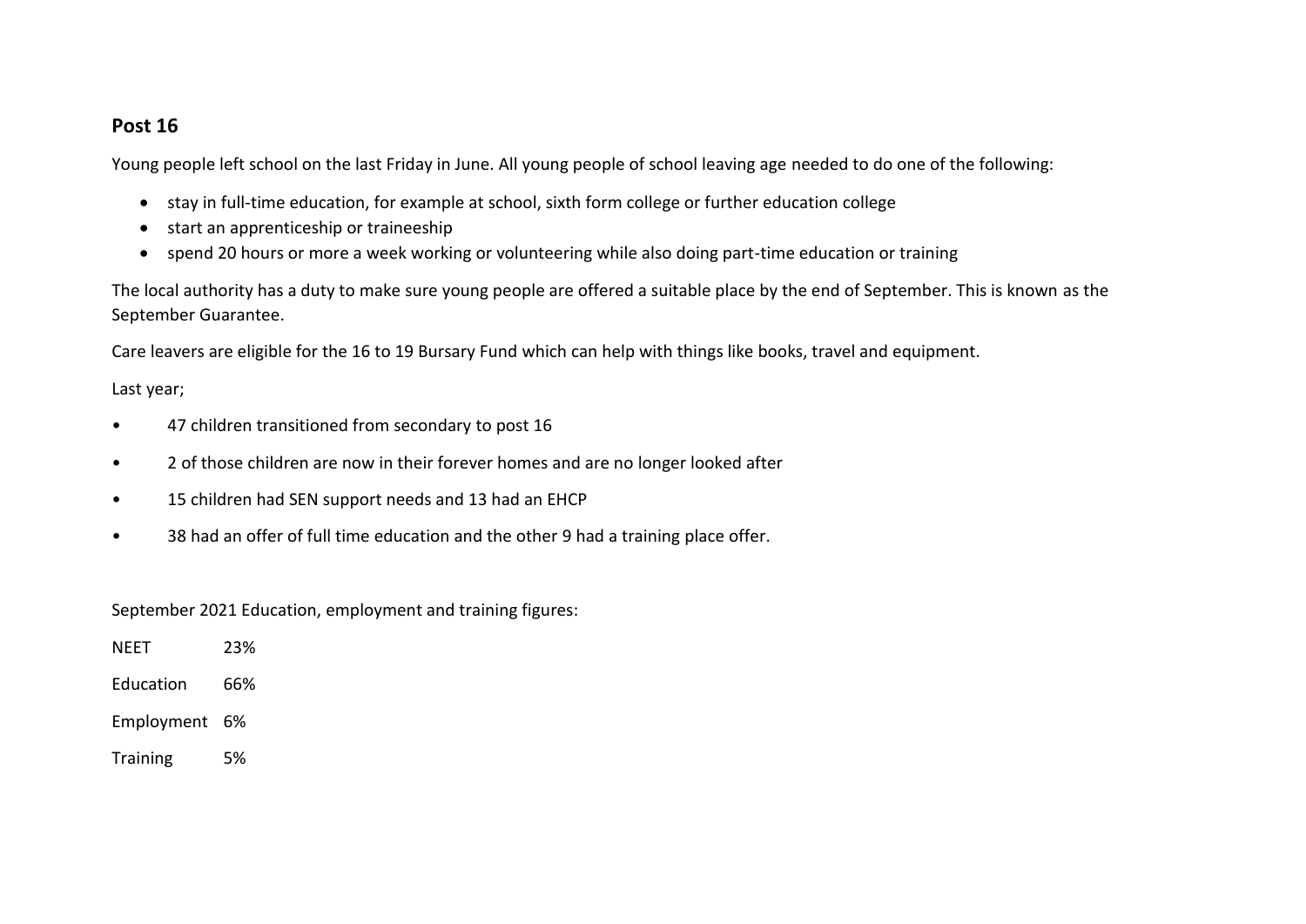## Post 16

Young people left school on the last Friday in June. All young people of school leaving age needed to do one of the following:

- stay in full-time education, for example at school, sixth form college or further education college
- start an apprenticeship or traineeship
- spend 20 hours or more a week working or volunteering while also doing part-time education or training

The local authority has a duty to make sure young people are offered a suitable place by the end of September. This is known as the September Guarantee.

Care leavers are eligible for the 16 to 19 Bursary Fund which can help with things like books, travel and equipment.

Last year;

- 47 children transitioned from secondary to post 16
- 2 of those children are now in their forever homes and are no longer looked after
- 15 children had SEN support needs and 13 had an EHCP
- 38 had an offer of full time education and the other 9 had a training place offer.

September 2021 Education, employment and training figures:

| | |
|---|---|
| NEET | 23% |
| Education | 66% |
| Employment | 6% |
| Training | 5% |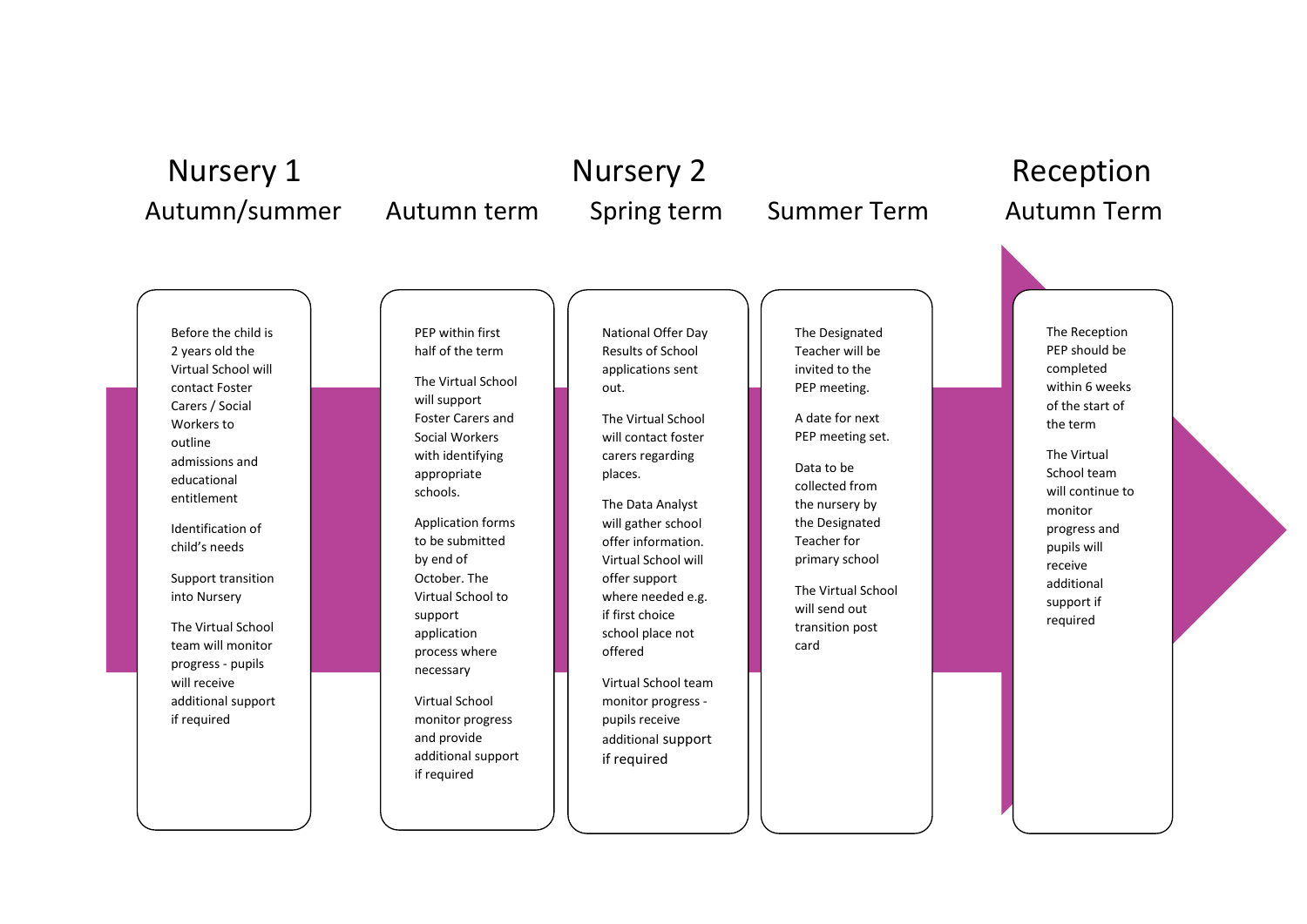## Nursery 1

### Autumn/summer

Before the child is 2 years old the Virtual School will contact Foster Carers / Social Workers to outline admissions and educational entitlement

Identification of child's needs

Support transition into Nursery

The Virtual School team will monitor progress - pupils will receive additional support if required

## Nursery 2

### Autumn term

PEP within first half of the term

The Virtual School will support Foster Carers and Social Workers with identifying appropriate schools.

Application forms to be submitted by end of October. The Virtual School to support application process where necessary

Virtual School monitor progress and provide additional support if required

### Spring term

National Offer Day Results of School applications sent out.

The Virtual School will contact foster carers regarding places.

The Data Analyst will gather school offer information. Virtual School will offer support where needed e.g. if first choice school place not offered

Virtual School team monitor progress - pupils receive additional support if required

### Summer Term

The Designated Teacher will be invited to the PEP meeting.

A date for next PEP meeting set.

Data to be collected from the nursery by the Designated Teacher for primary school

The Virtual School will send out transition post card

## Reception

### Autumn Term

The Reception PEP should be completed within 6 weeks of the start of the term

The Virtual School team will continue to monitor progress and pupils will receive additional support if required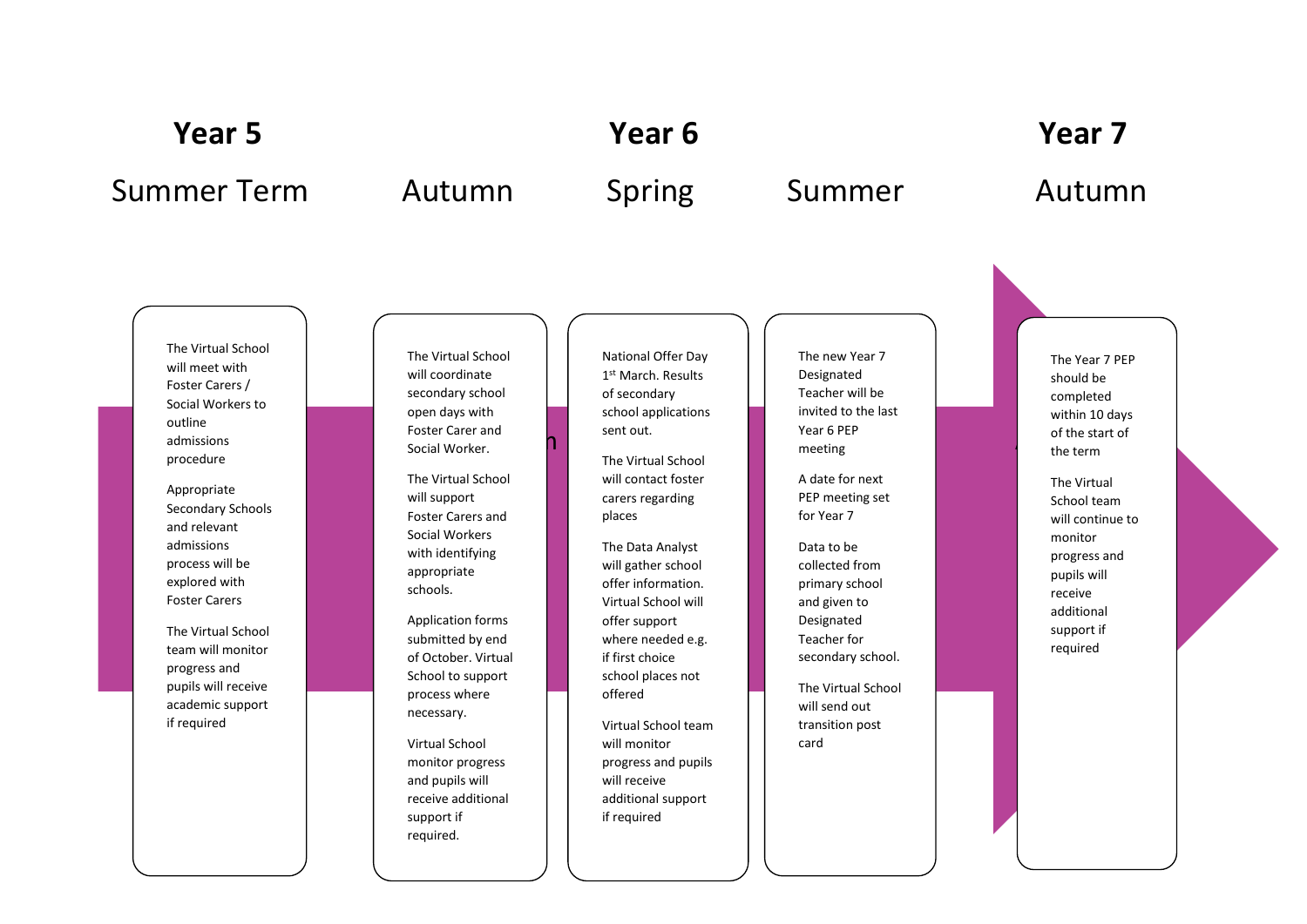## Year 5 — Summer Term

The Virtual School will meet with Foster Carers / Social Workers to outline admissions procedure

Appropriate Secondary Schools and relevant admissions process will be explored with Foster Carers

The Virtual School team will monitor progress and pupils will receive academic support if required

## Year 6 — Autumn

The Virtual School will coordinate secondary school open days with Foster Carer and Social Worker.

The Virtual School will support Foster Carers and Social Workers with identifying appropriate schools.

Application forms submitted by end of October. Virtual School to support process where necessary.

Virtual School monitor progress and pupils will receive additional support if required.

## Year 6 — Spring

National Offer Day 1st March. Results of secondary school applications sent out.

The Virtual School will contact foster carers regarding places

The Data Analyst will gather school offer information. Virtual School will offer support where needed e.g. if first choice school places not offered

Virtual School team will monitor progress and pupils will receive additional support if required

## Year 6 — Summer

The new Year 7 Designated Teacher will be invited to the last Year 6 PEP meeting

A date for next PEP meeting set for Year 7

Data to be collected from primary school and given to Designated Teacher for secondary school.

The Virtual School will send out transition post card

## Year 7 — Autumn

The Year 7 PEP should be completed within 10 days of the start of the term

The Virtual School team will continue to monitor progress and pupils will receive additional support if required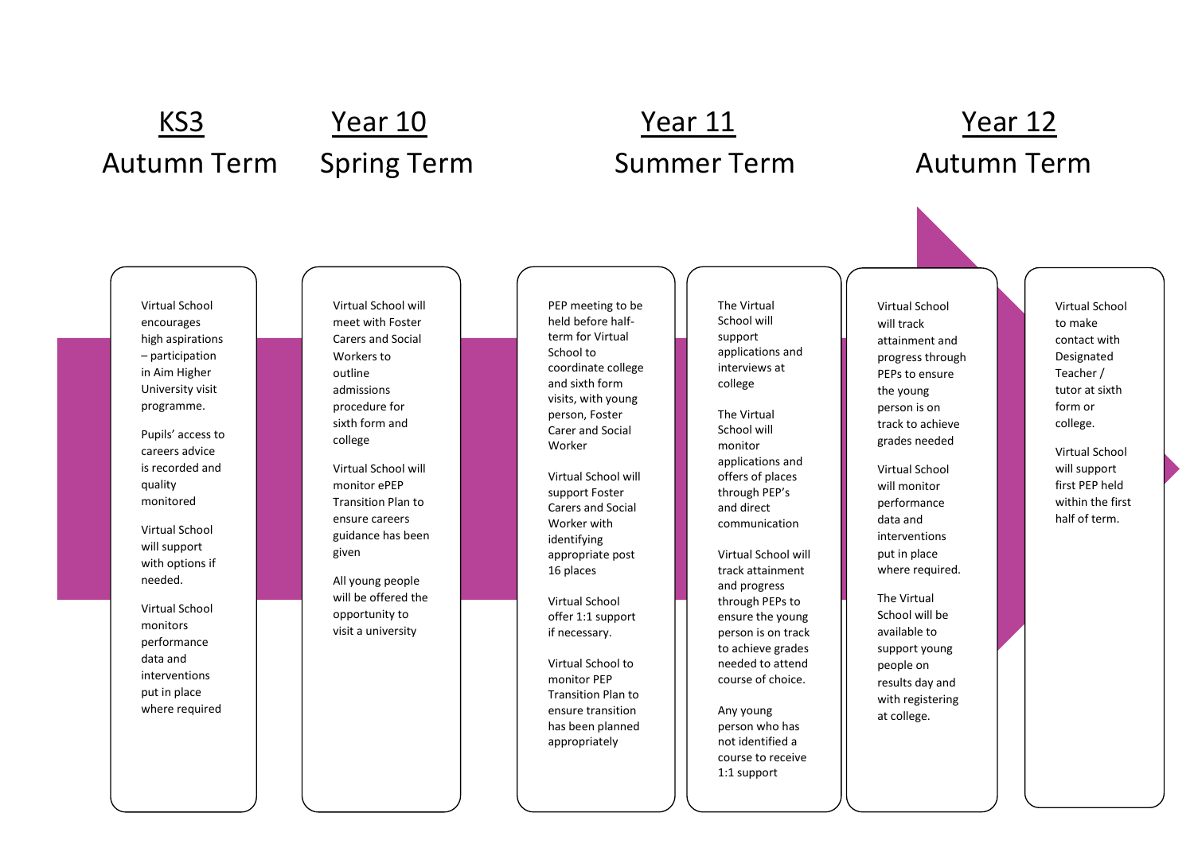## KS3 Autumn Term

Virtual School encourages high aspirations – participation in Aim Higher University visit programme.

Pupils' access to careers advice is recorded and quality monitored

Virtual School will support with options if needed.

Virtual School monitors performance data and interventions put in place where required

## Year 10 Spring Term

Virtual School will meet with Foster Carers and Social Workers to outline admissions procedure for sixth form and college

Virtual School will monitor ePEP Transition Plan to ensure careers guidance has been given

All young people will be offered the opportunity to visit a university

## Year 11 Summer Term

PEP meeting to be held before half-term for Virtual School to coordinate college and sixth form visits, with young person, Foster Carer and Social Worker

Virtual School will support Foster Carers and Social Worker with identifying appropriate post 16 places

Virtual School offer 1:1 support if necessary.

Virtual School to monitor PEP Transition Plan to ensure transition has been planned appropriately

The Virtual School will support applications and interviews at college

The Virtual School will monitor applications and offers of places through PEP's and direct communication

Virtual School will track attainment and progress through PEPs to ensure the young person is on track to achieve grades needed to attend course of choice.

Any young person who has not identified a course to receive 1:1 support

Virtual School will track attainment and progress through PEPs to ensure the young person is on track to achieve grades needed

Virtual School will monitor performance data and interventions put in place where required.

The Virtual School will be available to support young people on results day and with registering at college.

## Year 12 Autumn Term

Virtual School to make contact with Designated Teacher / tutor at sixth form or college.

Virtual School will support first PEP held within the first half of term.